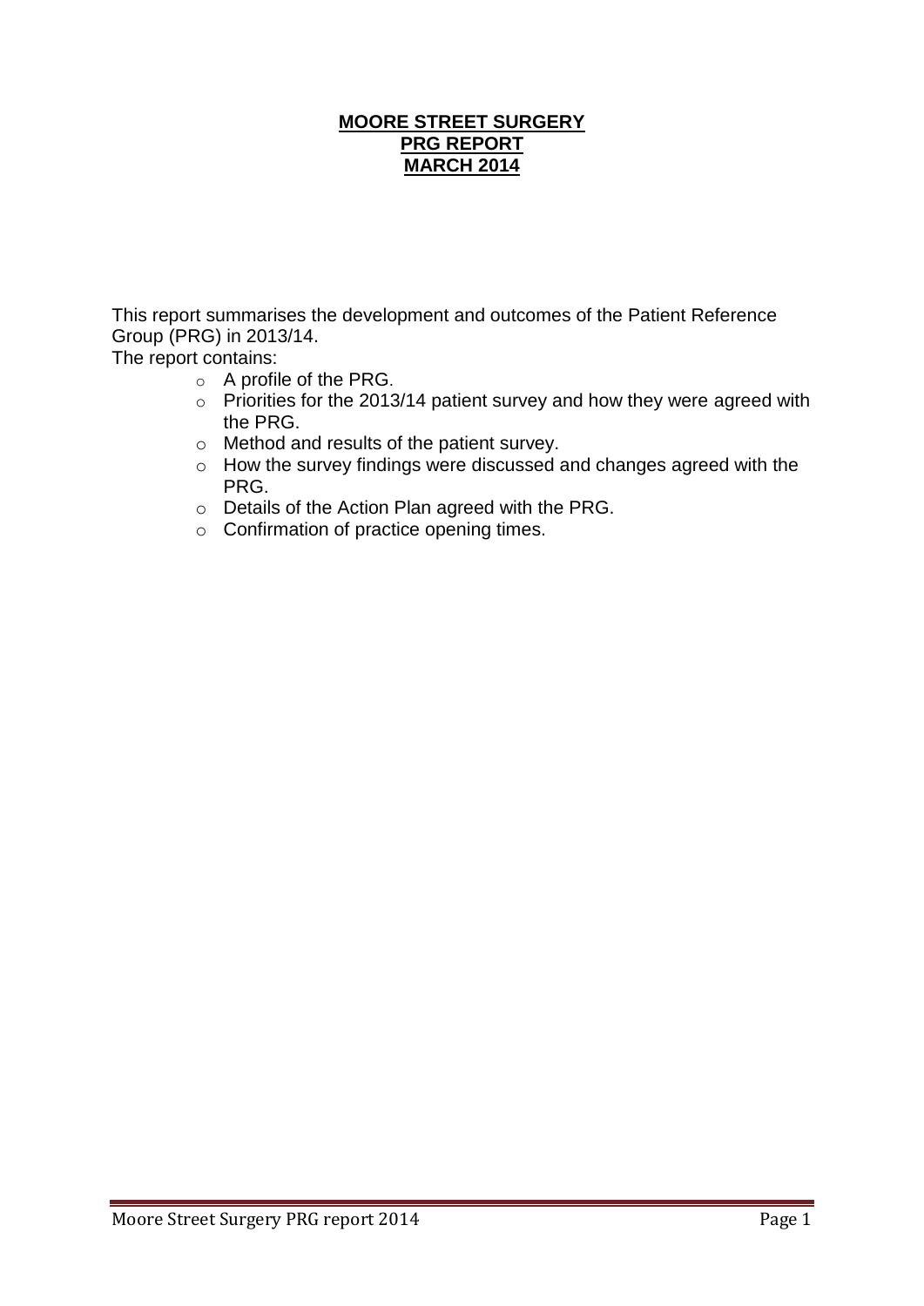**MOORE STREET SURGERY**
**PRG REPORT**
**MARCH 2014**

This report summarises the development and outcomes of the Patient Reference Group (PRG) in 2013/14.

The report contains:

- A profile of the PRG.
- Priorities for the 2013/14 patient survey and how they were agreed with the PRG.
- Method and results of the patient survey.
- How the survey findings were discussed and changes agreed with the PRG.
- Details of the Action Plan agreed with the PRG.
- Confirmation of practice opening times.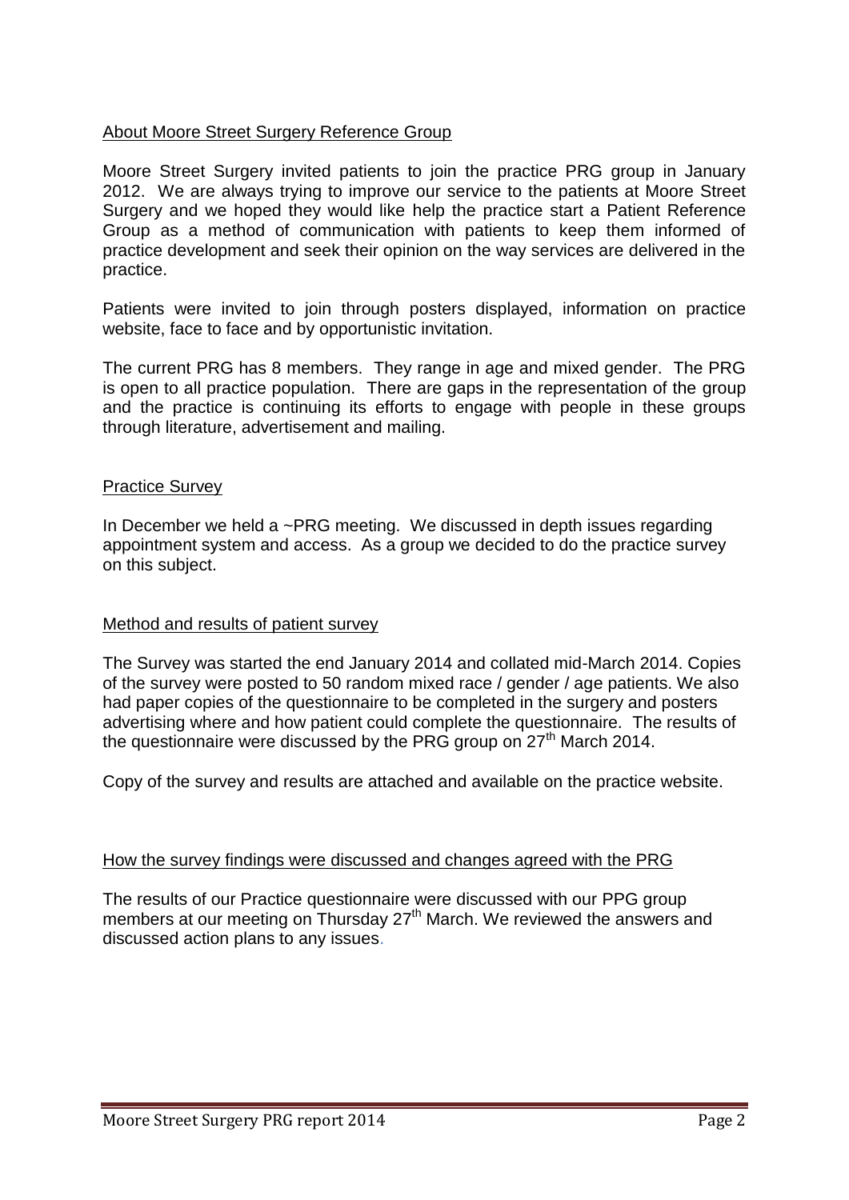## About Moore Street Surgery Reference Group

Moore Street Surgery invited patients to join the practice PRG group in January 2012. We are always trying to improve our service to the patients at Moore Street Surgery and we hoped they would like help the practice start a Patient Reference Group as a method of communication with patients to keep them informed of practice development and seek their opinion on the way services are delivered in the practice.

Patients were invited to join through posters displayed, information on practice website, face to face and by opportunistic invitation.

The current PRG has 8 members. They range in age and mixed gender. The PRG is open to all practice population. There are gaps in the representation of the group and the practice is continuing its efforts to engage with people in these groups through literature, advertisement and mailing.

## Practice Survey

In December we held a ~PRG meeting. We discussed in depth issues regarding appointment system and access. As a group we decided to do the practice survey on this subject.

## Method and results of patient survey

The Survey was started the end January 2014 and collated mid-March 2014. Copies of the survey were posted to 50 random mixed race / gender / age patients. We also had paper copies of the questionnaire to be completed in the surgery and posters advertising where and how patient could complete the questionnaire. The results of the questionnaire were discussed by the PRG group on 27th March 2014.

Copy of the survey and results are attached and available on the practice website.

## How the survey findings were discussed and changes agreed with the PRG

The results of our Practice questionnaire were discussed with our PPG group members at our meeting on Thursday 27th March. We reviewed the answers and discussed action plans to any issues.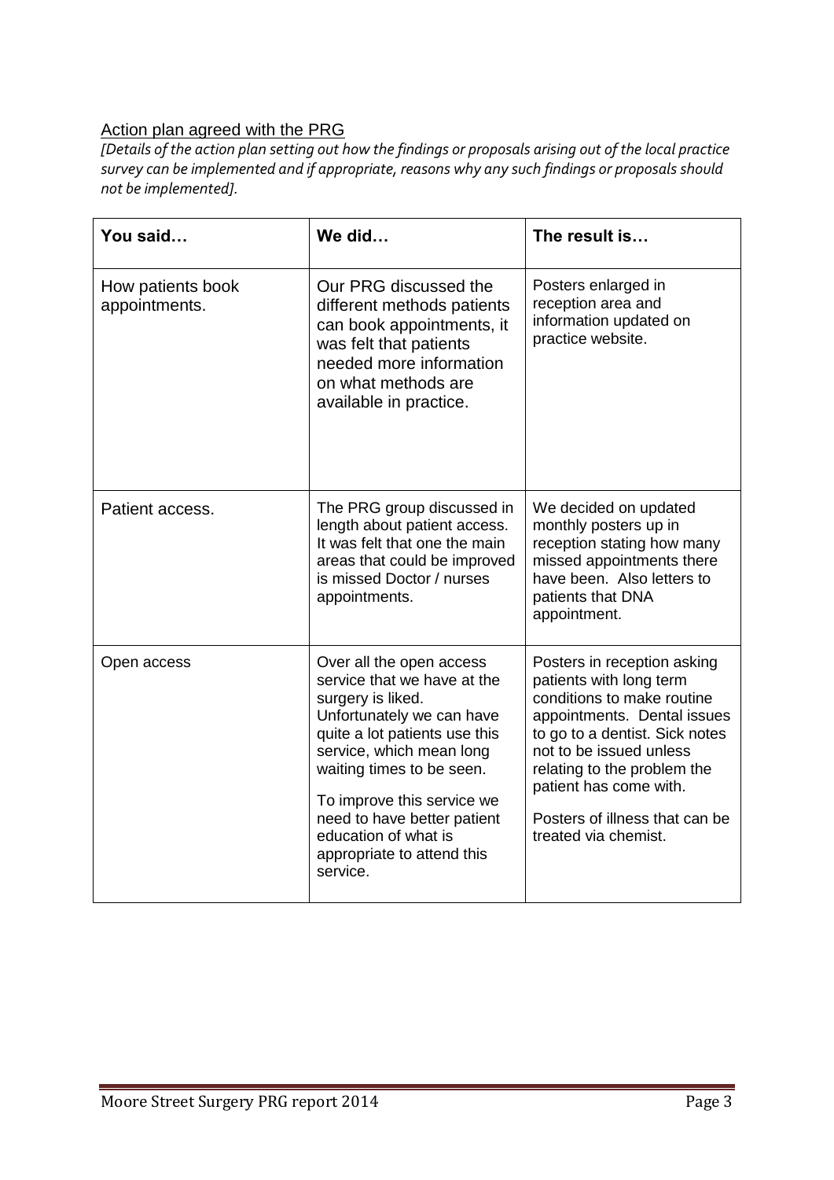## Action plan agreed with the PRG

*[Details of the action plan setting out how the findings or proposals arising out of the local practice survey can be implemented and if appropriate, reasons why any such findings or proposals should not be implemented].*

| You said… | We did… | The result is… |
|---|---|---|
| How patients book appointments. | Our PRG discussed the different methods patients can book appointments, it was felt that patients needed more information on what methods are available in practice. | Posters enlarged in reception area and information updated on practice website. |
| Patient access. | The PRG group discussed in length about patient access. It was felt that one the main areas that could be improved is missed Doctor / nurses appointments. | We decided on updated monthly posters up in reception stating how many missed appointments there have been. Also letters to patients that DNA appointment. |
| Open access | Over all the open access service that we have at the surgery is liked. Unfortunately we can have quite a lot patients use this service, which mean long waiting times to be seen.<br><br>To improve this service we need to have better patient education of what is appropriate to attend this service. | Posters in reception asking patients with long term conditions to make routine appointments. Dental issues to go to a dentist. Sick notes not to be issued unless relating to the problem the patient has come with.<br><br>Posters of illness that can be treated via chemist. |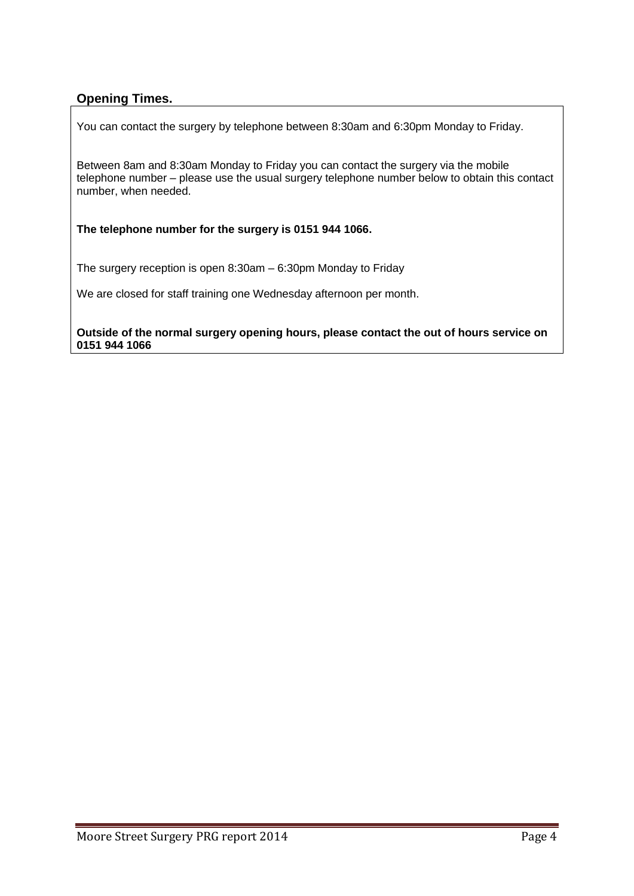## Opening Times.

You can contact the surgery by telephone between 8:30am and 6:30pm Monday to Friday.

Between 8am and 8:30am Monday to Friday you can contact the surgery via the mobile telephone number – please use the usual surgery telephone number below to obtain this contact number, when needed.

**The telephone number for the surgery is 0151 944 1066.**

The surgery reception is open 8:30am – 6:30pm Monday to Friday

We are closed for staff training one Wednesday afternoon per month.

**Outside of the normal surgery opening hours, please contact the out of hours service on 0151 944 1066**